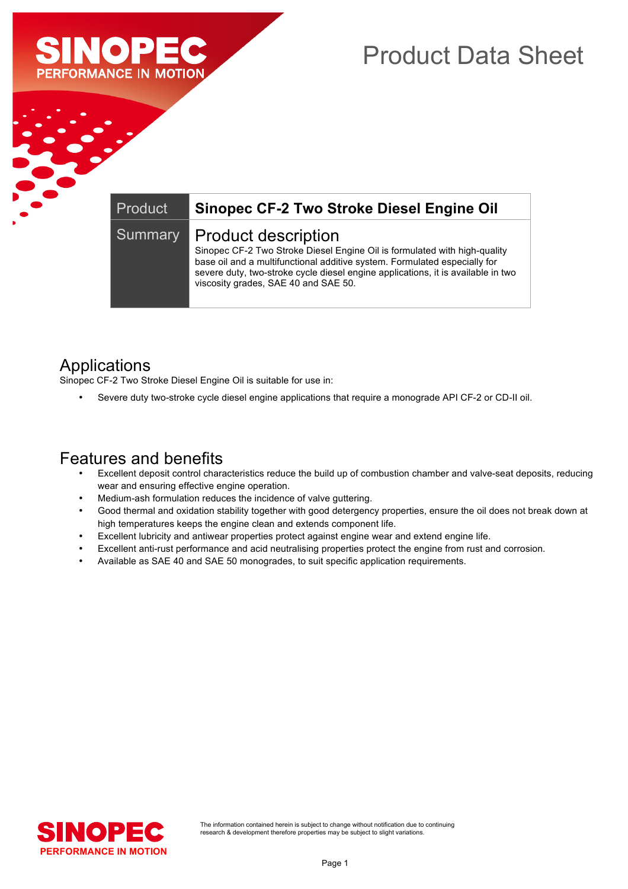# Product Data Sheet

| Product | Sinopec CF-2 Two Stroke Diesel Engine Oil |
|---|---|
| Summary | **Product description**<br>Sinopec CF-2 Two Stroke Diesel Engine Oil is formulated with high-quality base oil and a multifunctional additive system. Formulated especially for severe duty, two-stroke cycle diesel engine applications, it is available in two viscosity grades, SAE 40 and SAE 50. |

## Applications

Sinopec CF-2 Two Stroke Diesel Engine Oil is suitable for use in:

- Severe duty two-stroke cycle diesel engine applications that require a monograde API CF-2 or CD-II oil.

## Features and benefits

- Excellent deposit control characteristics reduce the build up of combustion chamber and valve-seat deposits, reducing wear and ensuring effective engine operation.
- Medium-ash formulation reduces the incidence of valve guttering.
- Good thermal and oxidation stability together with good detergency properties, ensure the oil does not break down at high temperatures keeps the engine clean and extends component life.
- Excellent lubricity and antiwear properties protect against engine wear and extend engine life.
- Excellent anti-rust performance and acid neutralising properties protect the engine from rust and corrosion.
- Available as SAE 40 and SAE 50 monogrades, to suit specific application requirements.

The information contained herein is subject to change without notification due to continuing research & development therefore properties may be subject to slight variations.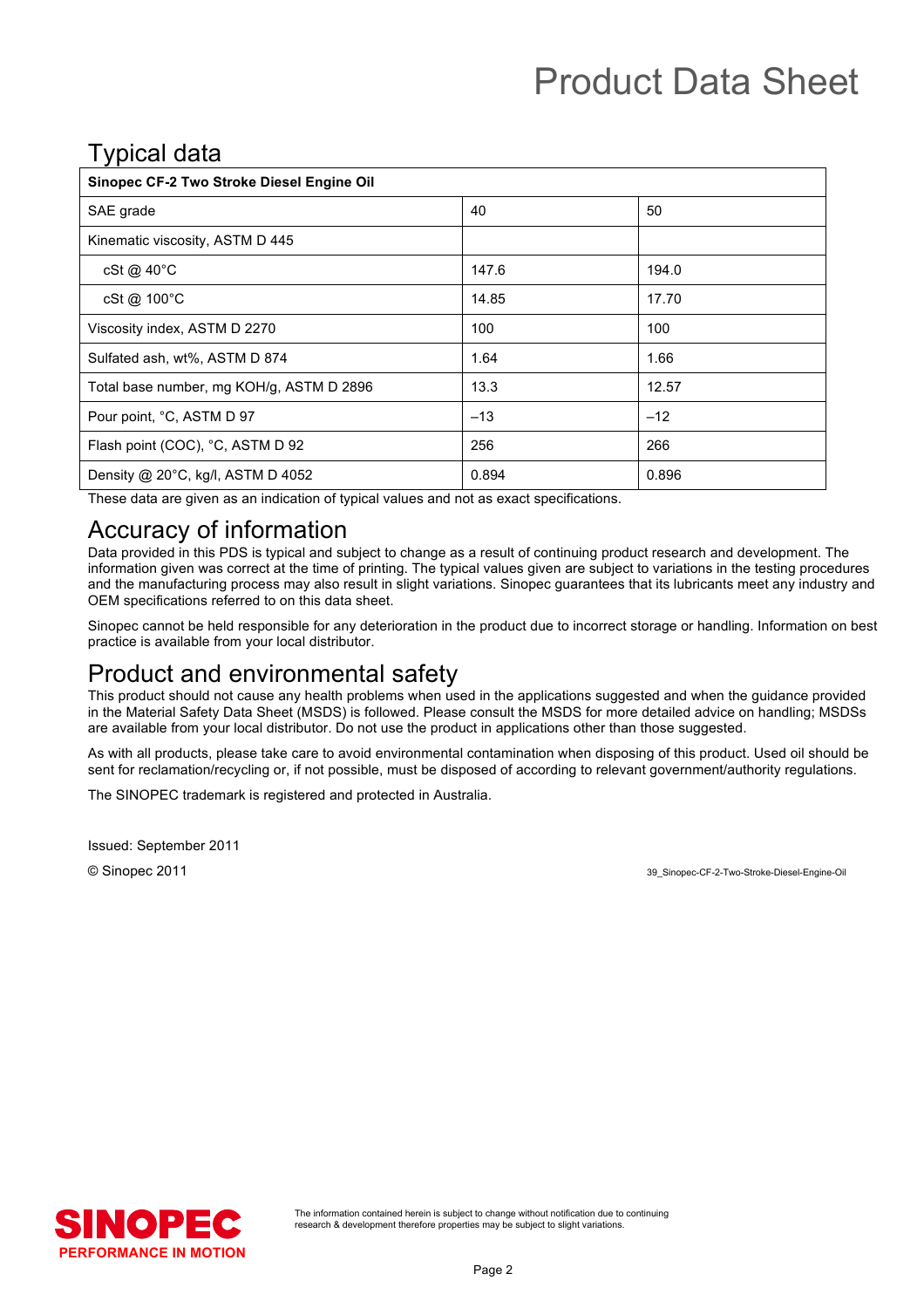# Product Data Sheet

## Typical data

| Sinopec CF-2 Two Stroke Diesel Engine Oil | | |
|---|---|---|
| SAE grade | 40 | 50 |
| Kinematic viscosity, ASTM D 445 | | |
| cSt @ 40°C | 147.6 | 194.0 |
| cSt @ 100°C | 14.85 | 17.70 |
| Viscosity index, ASTM D 2270 | 100 | 100 |
| Sulfated ash, wt%, ASTM D 874 | 1.64 | 1.66 |
| Total base number, mg KOH/g, ASTM D 2896 | 13.3 | 12.57 |
| Pour point, °C, ASTM D 97 | –13 | –12 |
| Flash point (COC), °C, ASTM D 92 | 256 | 266 |
| Density @ 20°C, kg/l, ASTM D 4052 | 0.894 | 0.896 |

These data are given as an indication of typical values and not as exact specifications.

## Accuracy of information

Data provided in this PDS is typical and subject to change as a result of continuing product research and development. The information given was correct at the time of printing. The typical values given are subject to variations in the testing procedures and the manufacturing process may also result in slight variations. Sinopec guarantees that its lubricants meet any industry and OEM specifications referred to on this data sheet.

Sinopec cannot be held responsible for any deterioration in the product due to incorrect storage or handling. Information on best practice is available from your local distributor.

## Product and environmental safety

This product should not cause any health problems when used in the applications suggested and when the guidance provided in the Material Safety Data Sheet (MSDS) is followed. Please consult the MSDS for more detailed advice on handling; MSDSs are available from your local distributor. Do not use the product in applications other than those suggested.

As with all products, please take care to avoid environmental contamination when disposing of this product. Used oil should be sent for reclamation/recycling or, if not possible, must be disposed of according to relevant government/authority regulations.

The SINOPEC trademark is registered and protected in Australia.

Issued: September 2011

© Sinopec 2011

39_Sinopec-CF-2-Two-Stroke-Diesel-Engine-Oil

SINOPEC
PERFORMANCE IN MOTION

The information contained herein is subject to change without notification due to continuing research & development therefore properties may be subject to slight variations.